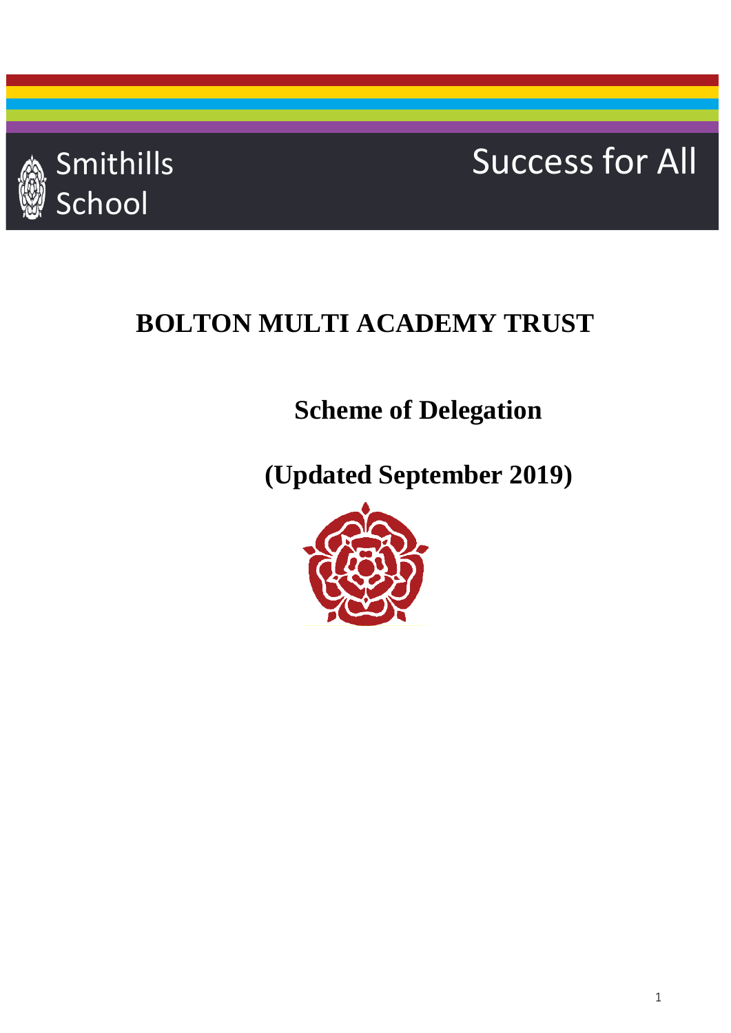Smithills School

Success for All

# BOLTON MULTI ACADEMY TRUST

## Scheme of Delegation

## (Updated September 2019)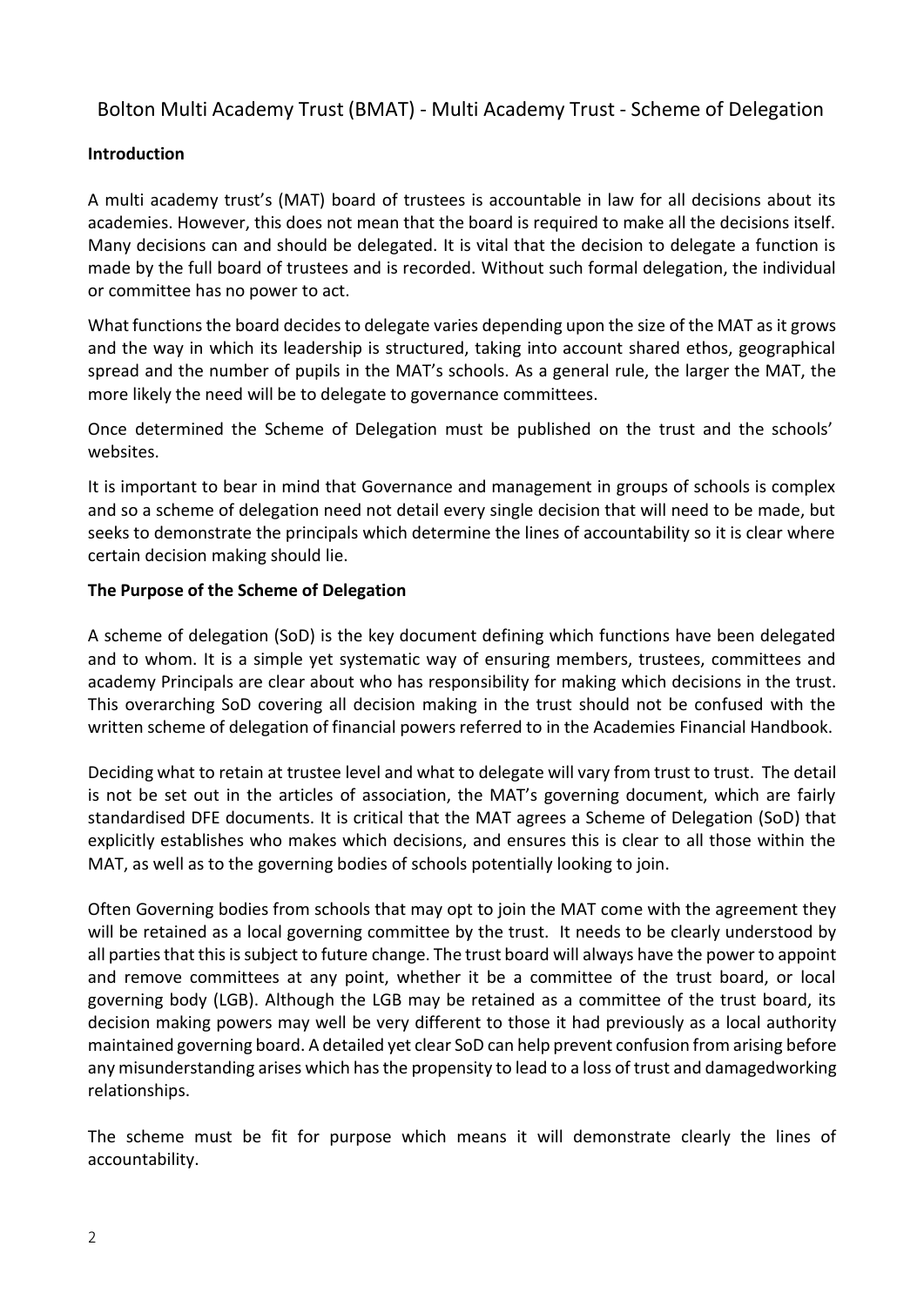# Bolton Multi Academy Trust (BMAT) - Multi Academy Trust - Scheme of Delegation

**Introduction**

A multi academy trust's (MAT) board of trustees is accountable in law for all decisions about its academies. However, this does not mean that the board is required to make all the decisions itself. Many decisions can and should be delegated. It is vital that the decision to delegate a function is made by the full board of trustees and is recorded. Without such formal delegation, the individual or committee has no power to act.

What functions the board decides to delegate varies depending upon the size of the MAT as it grows and the way in which its leadership is structured, taking into account shared ethos, geographical spread and the number of pupils in the MAT's schools. As a general rule, the larger the MAT, the more likely the need will be to delegate to governance committees.

Once determined the Scheme of Delegation must be published on the trust and the schools' websites.

It is important to bear in mind that Governance and management in groups of schools is complex and so a scheme of delegation need not detail every single decision that will need to be made, but seeks to demonstrate the principals which determine the lines of accountability so it is clear where certain decision making should lie.

**The Purpose of the Scheme of Delegation**

A scheme of delegation (SoD) is the key document defining which functions have been delegated and to whom. It is a simple yet systematic way of ensuring members, trustees, committees and academy Principals are clear about who has responsibility for making which decisions in the trust. This overarching SoD covering all decision making in the trust should not be confused with the written scheme of delegation of financial powers referred to in the Academies Financial Handbook.

Deciding what to retain at trustee level and what to delegate will vary from trust to trust. The detail is not be set out in the articles of association, the MAT's governing document, which are fairly standardised DFE documents. It is critical that the MAT agrees a Scheme of Delegation (SoD) that explicitly establishes who makes which decisions, and ensures this is clear to all those within the MAT, as well as to the governing bodies of schools potentially looking to join.

Often Governing bodies from schools that may opt to join the MAT come with the agreement they will be retained as a local governing committee by the trust. It needs to be clearly understood by all parties that this is subject to future change. The trust board will always have the power to appoint and remove committees at any point, whether it be a committee of the trust board, or local governing body (LGB). Although the LGB may be retained as a committee of the trust board, its decision making powers may well be very different to those it had previously as a local authority maintained governing board. A detailed yet clear SoD can help prevent confusion from arising before any misunderstanding arises which has the propensity to lead to a loss of trust and damagedworking relationships.

The scheme must be fit for purpose which means it will demonstrate clearly the lines of accountability.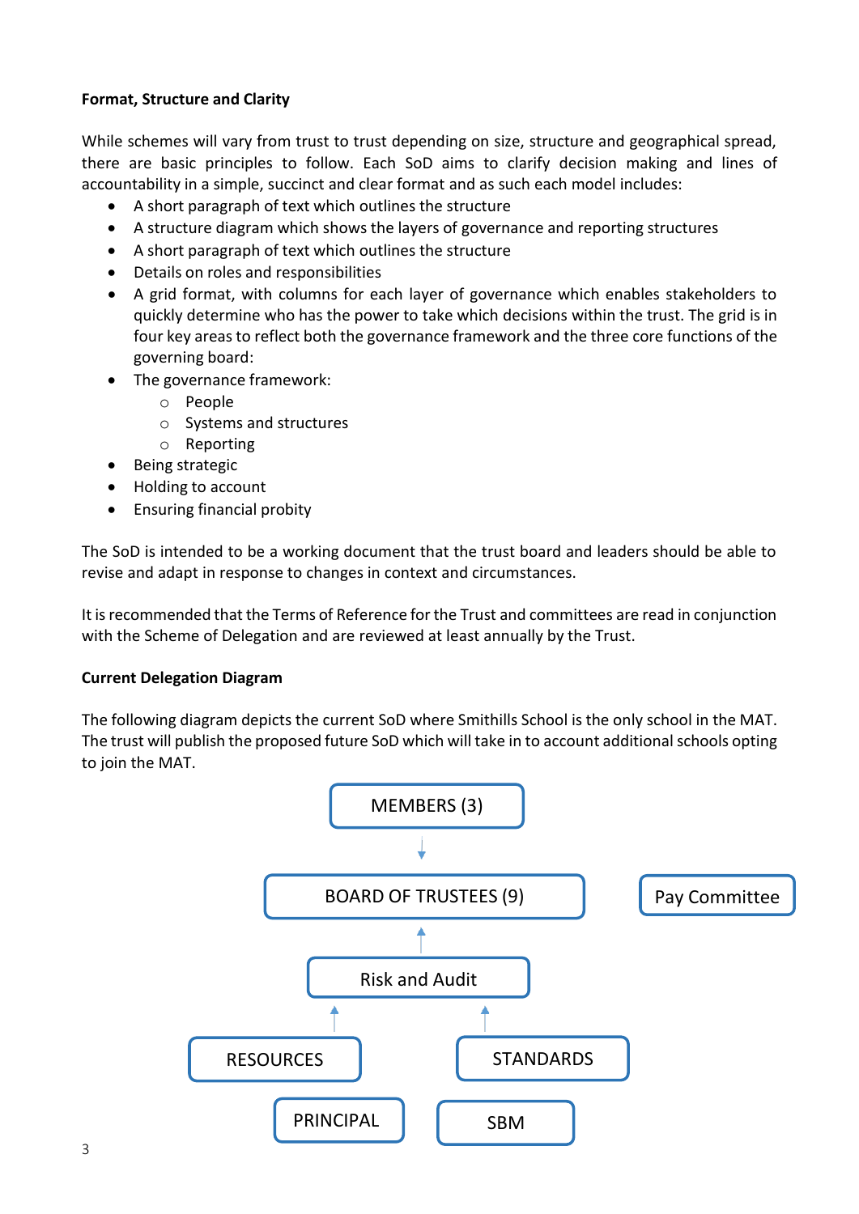**Format, Structure and Clarity**

While schemes will vary from trust to trust depending on size, structure and geographical spread, there are basic principles to follow. Each SoD aims to clarify decision making and lines of accountability in a simple, succinct and clear format and as such each model includes:

- A short paragraph of text which outlines the structure
- A structure diagram which shows the layers of governance and reporting structures
- A short paragraph of text which outlines the structure
- Details on roles and responsibilities
- A grid format, with columns for each layer of governance which enables stakeholders to quickly determine who has the power to take which decisions within the trust. The grid is in four key areas to reflect both the governance framework and the three core functions of the governing board:
- The governance framework:
  - People
  - Systems and structures
  - Reporting
- Being strategic
- Holding to account
- Ensuring financial probity

The SoD is intended to be a working document that the trust board and leaders should be able to revise and adapt in response to changes in context and circumstances.

It is recommended that the Terms of Reference for the Trust and committees are read in conjunction with the Scheme of Delegation and are reviewed at least annually by the Trust.

**Current Delegation Diagram**

The following diagram depicts the current SoD where Smithills School is the only school in the MAT. The trust will publish the proposed future SoD which will take in to account additional schools opting to join the MAT.

MEMBERS (3)

↓

BOARD OF TRUSTEES (9) | Pay Committee

↑

Risk and Audit

↑ ↑

RESOURCES | STANDARDS

PRINCIPAL | SBM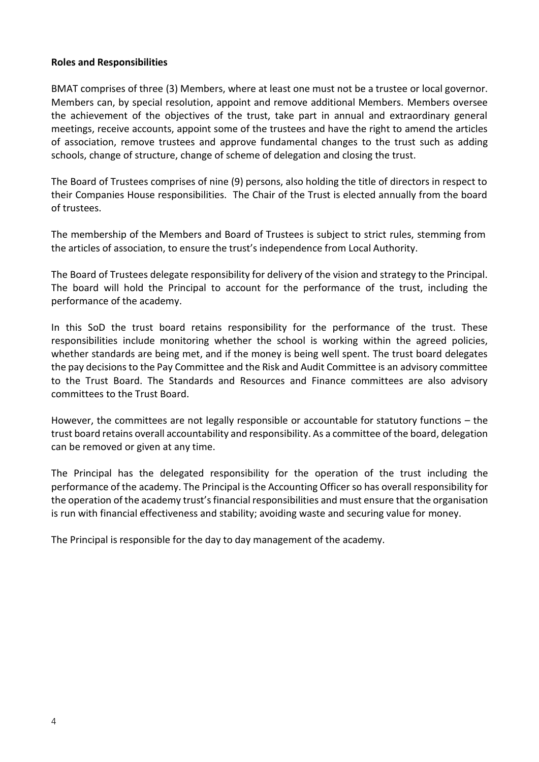**Roles and Responsibilities**

BMAT comprises of three (3) Members, where at least one must not be a trustee or local governor. Members can, by special resolution, appoint and remove additional Members. Members oversee the achievement of the objectives of the trust, take part in annual and extraordinary general meetings, receive accounts, appoint some of the trustees and have the right to amend the articles of association, remove trustees and approve fundamental changes to the trust such as adding schools, change of structure, change of scheme of delegation and closing the trust.

The Board of Trustees comprises of nine (9) persons, also holding the title of directors in respect to their Companies House responsibilities. The Chair of the Trust is elected annually from the board of trustees.

The membership of the Members and Board of Trustees is subject to strict rules, stemming from the articles of association, to ensure the trust's independence from Local Authority.

The Board of Trustees delegate responsibility for delivery of the vision and strategy to the Principal. The board will hold the Principal to account for the performance of the trust, including the performance of the academy.

In this SoD the trust board retains responsibility for the performance of the trust. These responsibilities include monitoring whether the school is working within the agreed policies, whether standards are being met, and if the money is being well spent. The trust board delegates the pay decisions to the Pay Committee and the Risk and Audit Committee is an advisory committee to the Trust Board. The Standards and Resources and Finance committees are also advisory committees to the Trust Board.

However, the committees are not legally responsible or accountable for statutory functions – the trust board retains overall accountability and responsibility. As a committee of the board, delegation can be removed or given at any time.

The Principal has the delegated responsibility for the operation of the trust including the performance of the academy. The Principal is the Accounting Officer so has overall responsibility for the operation of the academy trust's financial responsibilities and must ensure that the organisation is run with financial effectiveness and stability; avoiding waste and securing value for money.

The Principal is responsible for the day to day management of the academy.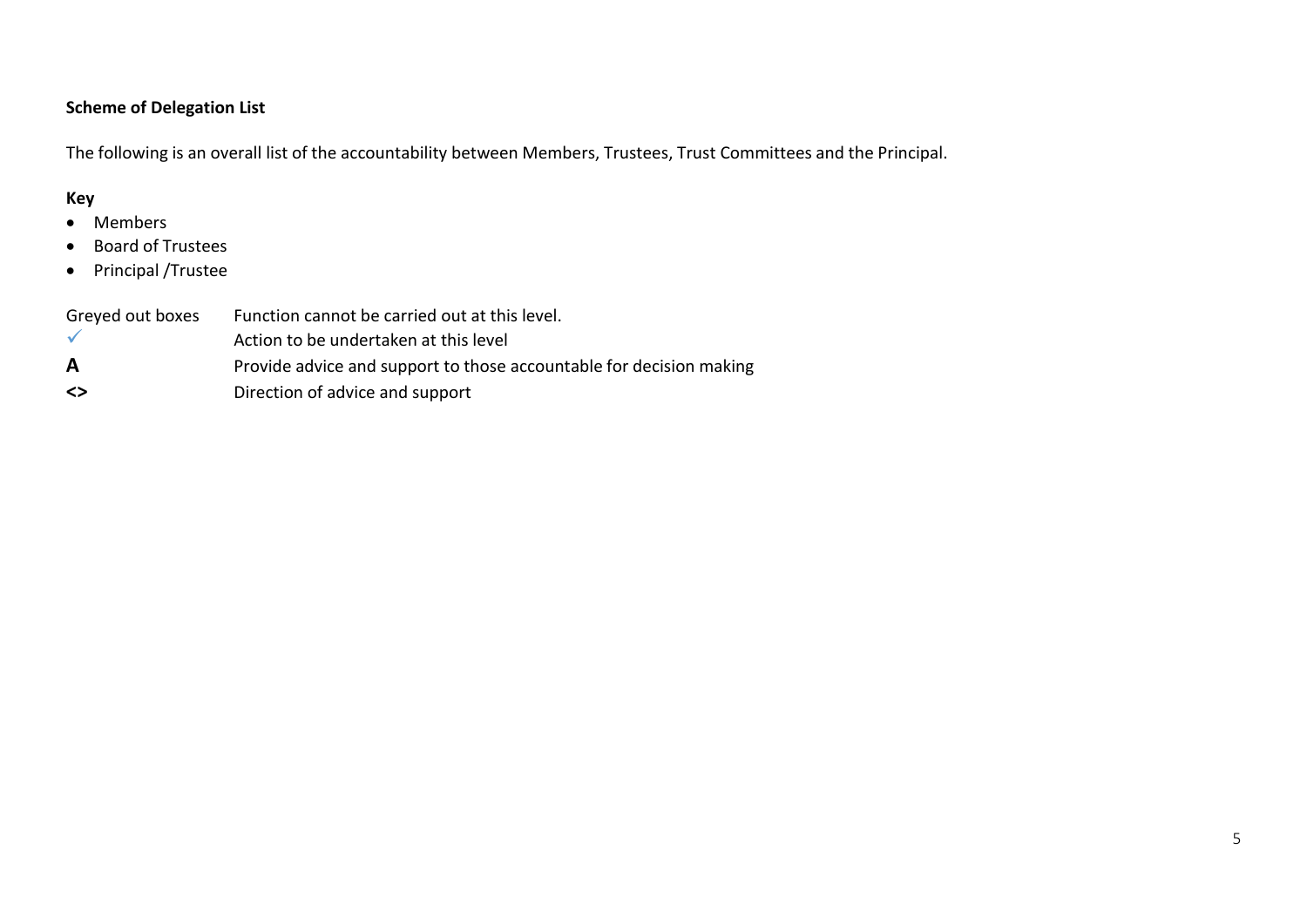**Scheme of Delegation List**

The following is an overall list of the accountability between Members, Trustees, Trust Committees and the Principal.

**Key**

- Members
- Board of Trustees
- Principal /Trustee

| | |
|---|---|
| Greyed out boxes | Function cannot be carried out at this level. |
| ✓ | Action to be undertaken at this level |
| **A** | Provide advice and support to those accountable for decision making |
| **<>** | Direction of advice and support |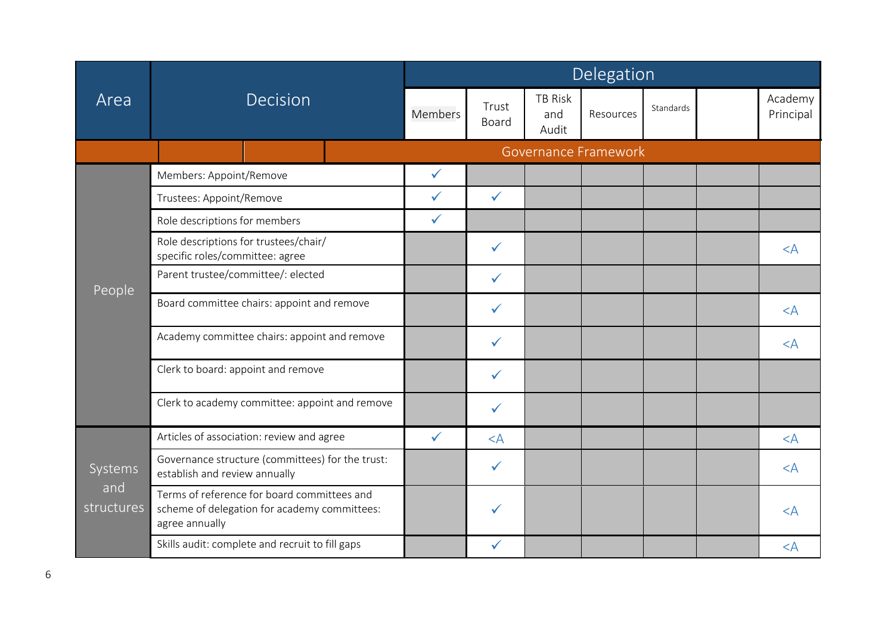| Area | Decision | Delegation | | | | | | |
|---|---|---|---|---|---|---|---|---|
| | | Members | Trust Board | TB Risk and Audit | Resources | Standards | | Academy Principal |
| | | Governance Framework | | | | | | |
| People | Members: Appoint/Remove | ✓ | | | | | | |
| | Trustees: Appoint/Remove | ✓ | ✓ | | | | | |
| | Role descriptions for members | ✓ | | | | | | |
| | Role descriptions for trustees/chair/ specific roles/committee: agree | | ✓ | | | | | <A |
| | Parent trustee/committee/: elected | | ✓ | | | | | |
| | Board committee chairs: appoint and remove | | ✓ | | | | | <A |
| | Academy committee chairs: appoint and remove | | ✓ | | | | | <A |
| | Clerk to board: appoint and remove | | ✓ | | | | | |
| | Clerk to academy committee: appoint and remove | | ✓ | | | | | |
| Systems and structures | Articles of association: review and agree | ✓ | <A | | | | | <A |
| | Governance structure (committees) for the trust: establish and review annually | | ✓ | | | | | <A |
| | Terms of reference for board committees and scheme of delegation for academy committees: agree annually | | ✓ | | | | | <A |
| | Skills audit: complete and recruit to fill gaps | | ✓ | | | | | <A |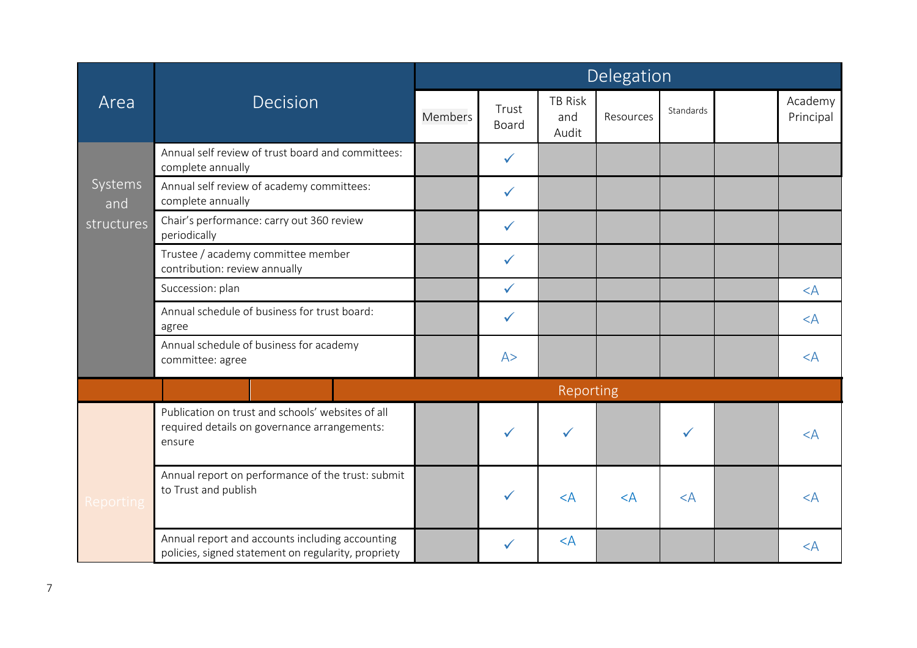| Area | Decision | Delegation | | | | | | |
|---|---|---|---|---|---|---|---|---|
| | | Members | Trust Board | TB Risk and Audit | Resources | Standards | | Academy Principal |
| Systems and structures | Annual self review of trust board and committees: complete annually | | ✓ | | | | | |
| | Annual self review of academy committees: complete annually | | ✓ | | | | | |
| | Chair's performance: carry out 360 review periodically | | ✓ | | | | | |
| | Trustee / academy committee member contribution: review annually | | ✓ | | | | | |
| | Succession: plan | | ✓ | | | | | <A |
| | Annual schedule of business for trust board: agree | | ✓ | | | | | <A |
| | Annual schedule of business for academy committee: agree | | A> | | | | | <A |
| Reporting | | | | | | | | |
| Reporting | Publication on trust and schools' websites of all required details on governance arrangements: ensure | | ✓ | ✓ | | ✓ | | <A |
| | Annual report on performance of the trust: submit to Trust and publish | | ✓ | <A | <A | <A | | <A |
| | Annual report and accounts including accounting policies, signed statement on regularity, propriety | | ✓ | <A | | | | <A |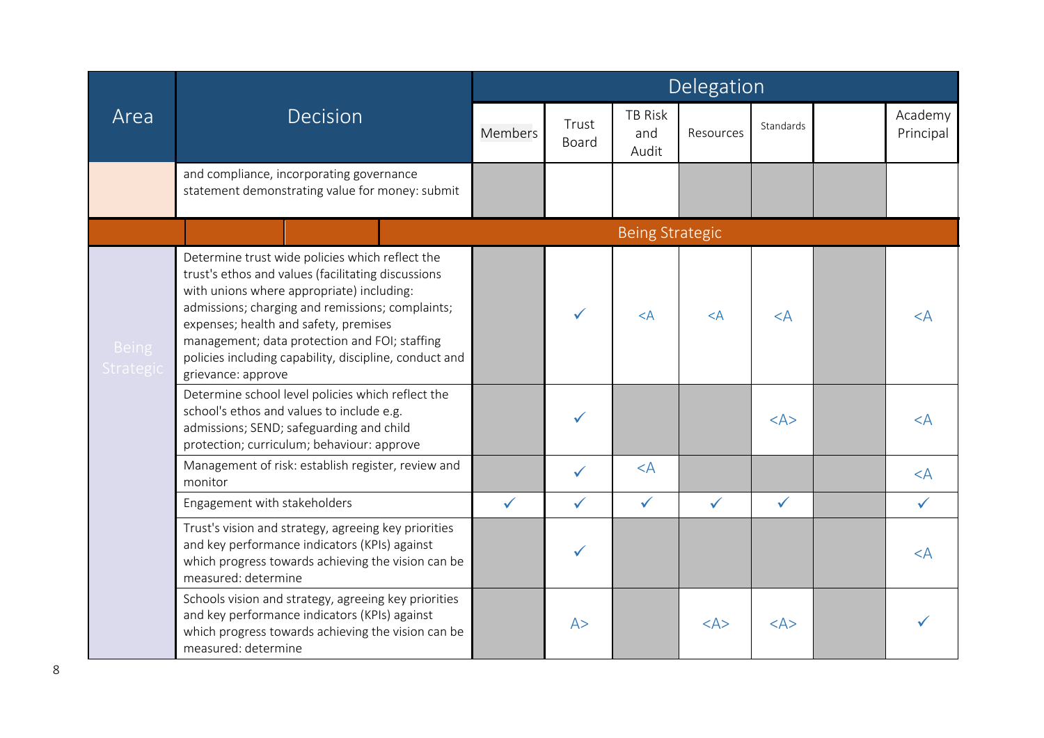| Area | Decision | Delegation | | | | | | |
|---|---|---|---|---|---|---|---|---|
| | | Members | Trust Board | TB Risk and Audit | Resources | Standards | | Academy Principal |
| | and compliance, incorporating governance statement demonstrating value for money: submit | | | | | | | |
| **Being Strategic** | | | | | | | | |
| Being Strategic | Determine trust wide policies which reflect the trust's ethos and values (facilitating discussions with unions where appropriate) including: admissions; charging and remissions; complaints; expenses; health and safety, premises management; data protection and FOI; staffing policies including capability, discipline, conduct and grievance: approve | | ✓ | <A | <A | <A | | <A |
| | Determine school level policies which reflect the school's ethos and values to include e.g. admissions; SEND; safeguarding and child protection; curriculum; behaviour: approve | | ✓ | | | <A> | | <A |
| | Management of risk: establish register, review and monitor | | ✓ | <A | | | | <A |
| | Engagement with stakeholders | ✓ | ✓ | ✓ | ✓ | ✓ | | ✓ |
| | Trust's vision and strategy, agreeing key priorities and key performance indicators (KPIs) against which progress towards achieving the vision can be measured: determine | | ✓ | | | | | <A |
| | Schools vision and strategy, agreeing key priorities and key performance indicators (KPIs) against which progress towards achieving the vision can be measured: determine | | A> | | <A> | <A> | | ✓ |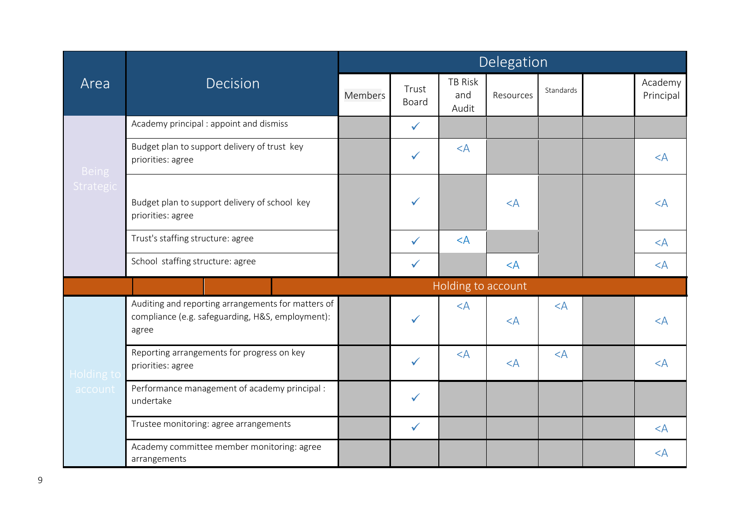| Area | Decision | Delegation | | | | | | |
|---|---|---|---|---|---|---|---|---|
| | | Members | Trust Board | TB Risk and Audit | Resources | Standards | | Academy Principal |
| Being Strategic | Academy principal : appoint and dismiss | | ✓ | | | | | |
| | Budget plan to support delivery of trust key priorities: agree | | ✓ | <A | | | | <A |
| | Budget plan to support delivery of school key priorities: agree | | ✓ | | <A | | | <A |
| | Trust's staffing structure: agree | | ✓ | <A | | | | <A |
| | School staffing structure: agree | | ✓ | | <A | | | <A |
| Holding to account | | | | | | | | |
| Holding to account | Auditing and reporting arrangements for matters of compliance (e.g. safeguarding, H&S, employment): agree | | ✓ | <A | <A | <A | | <A |
| | Reporting arrangements for progress on key priorities: agree | | ✓ | <A | <A | <A | | <A |
| | Performance management of academy principal : undertake | | ✓ | | | | | |
| | Trustee monitoring: agree arrangements | | ✓ | | | | | <A |
| | Academy committee member monitoring: agree arrangements | | | | | | | <A |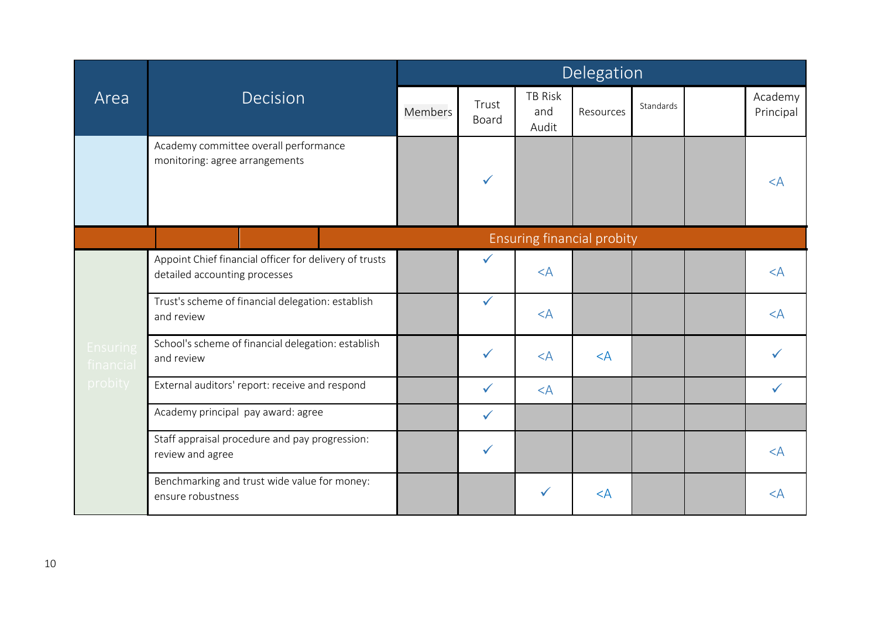| Area | Decision | Delegation | | | | | | |
|---|---|---|---|---|---|---|---|---|
| | | Members | Trust Board | TB Risk and Audit | Resources | Standards | | Academy Principal |
| | Academy committee overall performance monitoring: agree arrangements | | ✓ | | | | | <A |
| Ensuring financial probity | | | | | | | | |
| Ensuring financial probity | Appoint Chief financial officer for delivery of trusts detailed accounting processes | | ✓ | <A | | | | <A |
| | Trust's scheme of financial delegation: establish and review | | ✓ | <A | | | | <A |
| | School's scheme of financial delegation: establish and review | | ✓ | <A | <A | | | ✓ |
| | External auditors' report: receive and respond | | ✓ | <A | | | | ✓ |
| | Academy principal pay award: agree | | ✓ | | | | | |
| | Staff appraisal procedure and pay progression: review and agree | | ✓ | | | | | <A |
| | Benchmarking and trust wide value for money: ensure robustness | | | ✓ | <A | | | <A |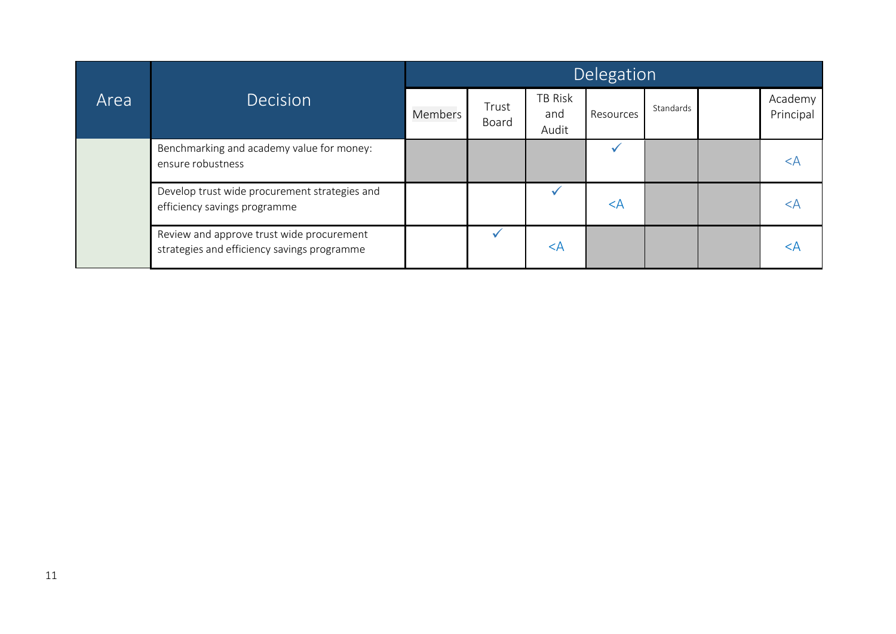| Area | Decision | Delegation | | | | | | |
|---|---|---|---|---|---|---|---|---|
| | | Members | Trust Board | TB Risk and Audit | Resources | Standards | | Academy Principal |
| | Benchmarking and academy value for money: ensure robustness | | | | ✓ | | | <A |
| | Develop trust wide procurement strategies and efficiency savings programme | | | ✓ | <A | | | <A |
| | Review and approve trust wide procurement strategies and efficiency savings programme | | ✓ | <A | | | | <A |